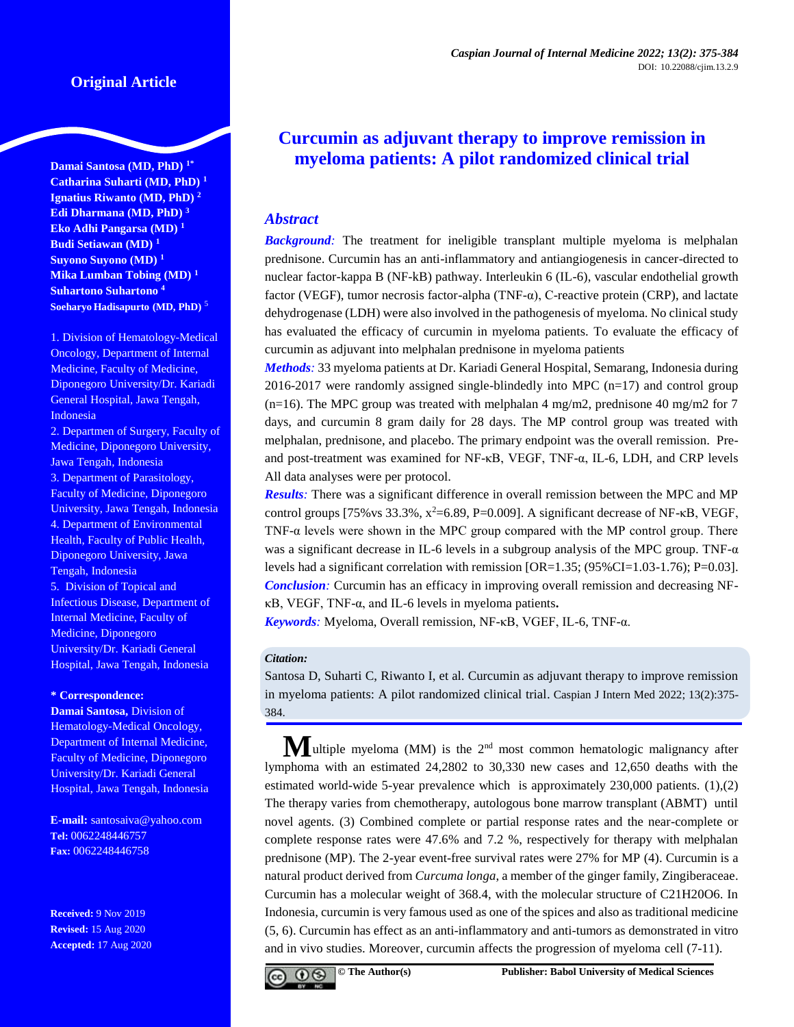Original Article

**Damai Santosa (MD, PhD) [1*]**
**Catharina Suharti (MD, PhD) [1]**
**Ignatius Riwanto (MD, PhD) [2]**
**Edi Dharmana (MD, PhD) [3]**
**Eko Adhi Pangarsa (MD) [1]**
**Budi Setiawan (MD) [1]**
**Suyono Suyono (MD) [1]**
**Mika Lumban Tobing (MD) [1]**
**Suhartono Suhartono [4]**
**Soeharyo Hadisapurto (MD, PhD) [5]**

1. Division of Hematology-Medical Oncology, Department of Internal Medicine, Faculty of Medicine, Diponegoro University/Dr. Kariadi General Hospital, Jawa Tengah, Indonesia
2. Departmen of Surgery, Faculty of Medicine, Diponegoro University, Jawa Tengah, Indonesia
3. Department of Parasitology, Faculty of Medicine, Diponegoro University, Jawa Tengah, Indonesia
4. Department of Environmental Health, Faculty of Public Health, Diponegoro University, Jawa Tengah, Indonesia
5. Division of Topical and Infectious Disease, Department of Internal Medicine, Faculty of Medicine, Diponegoro University/Dr. Kariadi General Hospital, Jawa Tengah, Indonesia

**\* Correspondence:**
**Damai Santosa,** Division of Hematology-Medical Oncology, Department of Internal Medicine, Faculty of Medicine, Diponegoro University/Dr. Kariadi General Hospital, Jawa Tengah, Indonesia

**E-mail:** santosaiva@yahoo.com
**Tel:** 0062248446757
**Fax:** 0062248446758

**Received:** 9 Nov 2019
**Revised:** 15 Aug 2020
**Accepted:** 17 Aug 2020

# Curcumin as adjuvant therapy to improve remission in myeloma patients: A pilot randomized clinical trial

## Abstract

***Background:*** The treatment for ineligible transplant multiple myeloma is melphalan prednisone. Curcumin has an anti-inflammatory and antiangiogenesis in cancer-directed to nuclear factor-kappa B (NF-kB) pathway. Interleukin 6 (IL-6), vascular endothelial growth factor (VEGF), tumor necrosis factor-alpha (TNF-α), C-reactive protein (CRP), and lactate dehydrogenase (LDH) were also involved in the pathogenesis of myeloma. No clinical study has evaluated the efficacy of curcumin in myeloma patients. To evaluate the efficacy of curcumin as adjuvant into melphalan prednisone in myeloma patients

***Methods:*** 33 myeloma patients at Dr. Kariadi General Hospital, Semarang, Indonesia during 2016-2017 were randomly assigned single-blindedly into MPC (n=17) and control group (n=16). The MPC group was treated with melphalan 4 mg/m2, prednisone 40 mg/m2 for 7 days, and curcumin 8 gram daily for 28 days. The MP control group was treated with melphalan, prednisone, and placebo. The primary endpoint was the overall remission. Pre- and post-treatment was examined for NF-κB, VEGF, TNF-α, IL-6, LDH, and CRP levels All data analyses were per protocol.

***Results:*** There was a significant difference in overall remission between the MPC and MP control groups [75%vs 33.3%, $x^2$=6.89, P=0.009]. A significant decrease of NF-κB, VEGF, TNF-α levels were shown in the MPC group compared with the MP control group. There was a significant decrease in IL-6 levels in a subgroup analysis of the MPC group. TNF-α levels had a significant correlation with remission [OR=1.35; (95%CI=1.03-1.76); P=0.03].

***Conclusion:*** Curcumin has an efficacy in improving overall remission and decreasing NF-κB, VEGF, TNF-α, and IL-6 levels in myeloma patients**.**

***Keywords:*** Myeloma, Overall remission, NF-κB, VGEF, IL-6, TNF-α.

***Citation:***
Santosa D, Suharti C, Riwanto I, et al. Curcumin as adjuvant therapy to improve remission in myeloma patients: A pilot randomized clinical trial. Caspian J Intern Med 2022; 13(2):375-384.

Multiple myeloma (MM) is the 2[nd] most common hematologic malignancy after lymphoma with an estimated 24,2802 to 30,330 new cases and 12,650 deaths with the estimated world-wide 5-year prevalence which is approximately 230,000 patients. (1),(2) The therapy varies from chemotherapy, autologous bone marrow transplant (ABMT) until novel agents. (3) Combined complete or partial response rates and the near-complete or complete response rates were 47.6% and 7.2 %, respectively for therapy with melphalan prednisone (MP). The 2-year event-free survival rates were 27% for MP (4). Curcumin is a natural product derived from *Curcuma longa*, a member of the ginger family, Zingiberaceae. Curcumin has a molecular weight of 368.4, with the molecular structure of C21H20O6. In Indonesia, curcumin is very famous used as one of the spices and also as traditional medicine (5, 6). Curcumin has effect as an anti-inflammatory and anti-tumors as demonstrated in vitro and in vivo studies. Moreover, curcumin affects the progression of myeloma cell (7-11).

© The Author(s) Publisher: Babol University of Medical Sciences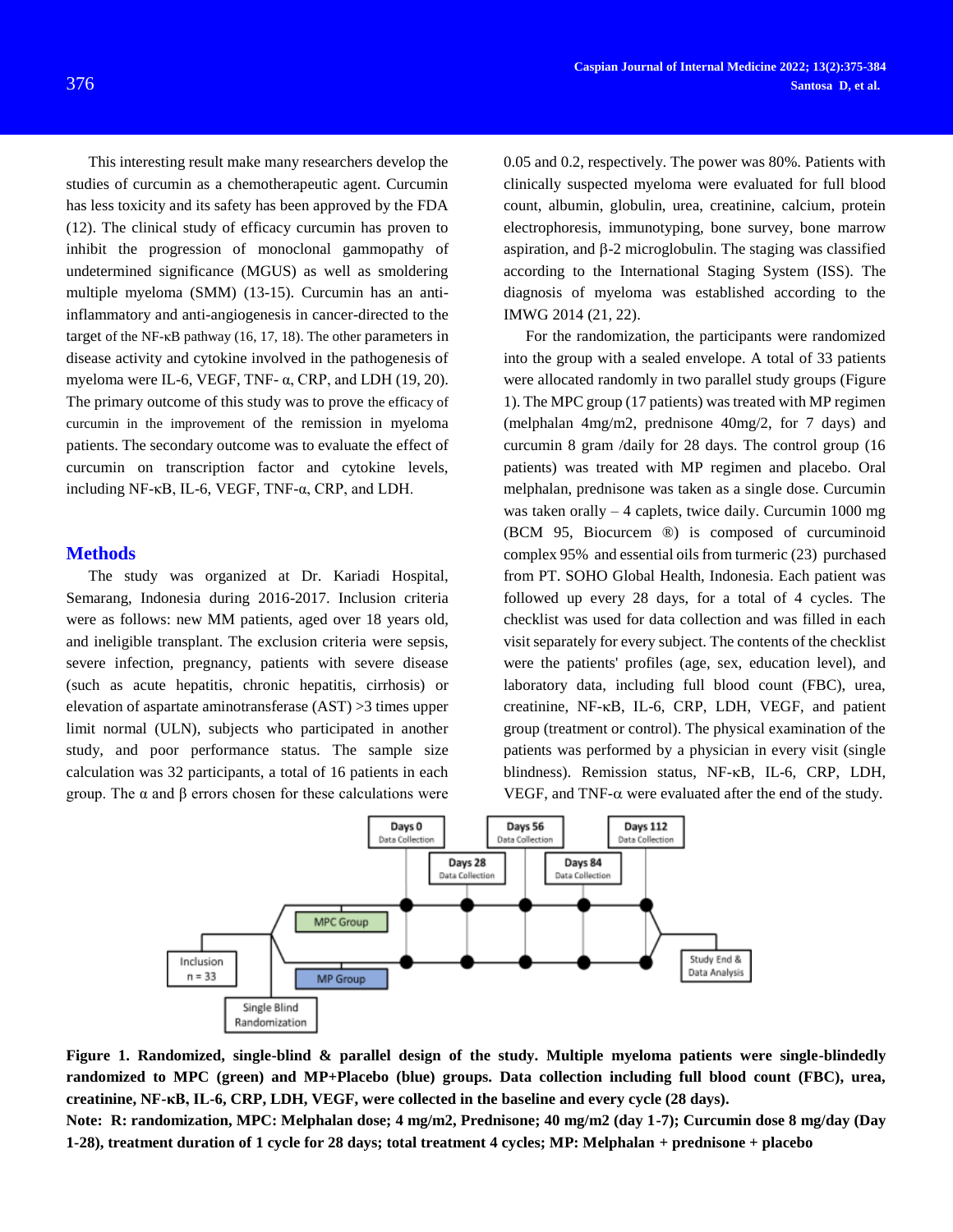This interesting result make many researchers develop the studies of curcumin as a chemotherapeutic agent. Curcumin has less toxicity and its safety has been approved by the FDA (12). The clinical study of efficacy curcumin has proven to inhibit the progression of monoclonal gammopathy of undetermined significance (MGUS) as well as smoldering multiple myeloma (SMM) (13-15). Curcumin has an anti-inflammatory and anti-angiogenesis in cancer-directed to the target of the NF-κB pathway (16, 17, 18). The other parameters in disease activity and cytokine involved in the pathogenesis of myeloma were IL-6, VEGF, TNF- α, CRP, and LDH (19, 20). The primary outcome of this study was to prove the efficacy of curcumin in the improvement of the remission in myeloma patients. The secondary outcome was to evaluate the effect of curcumin on transcription factor and cytokine levels, including NF-κB, IL-6, VEGF, TNF-α, CRP, and LDH.

## Methods

The study was organized at Dr. Kariadi Hospital, Semarang, Indonesia during 2016-2017. Inclusion criteria were as follows: new MM patients, aged over 18 years old, and ineligible transplant. The exclusion criteria were sepsis, severe infection, pregnancy, patients with severe disease (such as acute hepatitis, chronic hepatitis, cirrhosis) or elevation of aspartate aminotransferase (AST) >3 times upper limit normal (ULN), subjects who participated in another study, and poor performance status. The sample size calculation was 32 participants, a total of 16 patients in each group. The α and β errors chosen for these calculations were 0.05 and 0.2, respectively. The power was 80%. Patients with clinically suspected myeloma were evaluated for full blood count, albumin, globulin, urea, creatinine, calcium, protein electrophoresis, immunotyping, bone survey, bone marrow aspiration, and β-2 microglobulin. The staging was classified according to the International Staging System (ISS). The diagnosis of myeloma was established according to the IMWG 2014 (21, 22).

For the randomization, the participants were randomized into the group with a sealed envelope. A total of 33 patients were allocated randomly in two parallel study groups (Figure 1). The MPC group (17 patients) was treated with MP regimen (melphalan 4mg/m2, prednisone 40mg/2, for 7 days) and curcumin 8 gram /daily for 28 days. The control group (16 patients) was treated with MP regimen and placebo. Oral melphalan, prednisone was taken as a single dose. Curcumin was taken orally – 4 caplets, twice daily. Curcumin 1000 mg (BCM 95, Biocurcem ®) is composed of curcuminoid complex 95% and essential oils from turmeric (23) purchased from PT. SOHO Global Health, Indonesia. Each patient was followed up every 28 days, for a total of 4 cycles. The checklist was used for data collection and was filled in each visit separately for every subject. The contents of the checklist were the patients' profiles (age, sex, education level), and laboratory data, including full blood count (FBC), urea, creatinine, NF-κB, IL-6, CRP, LDH, VEGF, and patient group (treatment or control). The physical examination of the patients was performed by a physician in every visit (single blindness). Remission status, NF-κB, IL-6, CRP, LDH, VEGF, and TNF-α were evaluated after the end of the study.

**Figure 1. Randomized, single-blind & parallel design of the study. Multiple myeloma patients were single-blindedly randomized to MPC (green) and MP+Placebo (blue) groups. Data collection including full blood count (FBC), urea, creatinine, NF-κB, IL-6, CRP, LDH, VEGF, were collected in the baseline and every cycle (28 days).**

**Note: R: randomization, MPC: Melphalan dose; 4 mg/m2, Prednisone; 40 mg/m2 (day 1-7); Curcumin dose 8 mg/day (Day 1-28), treatment duration of 1 cycle for 28 days; total treatment 4 cycles; MP: Melphalan + prednisone + placebo**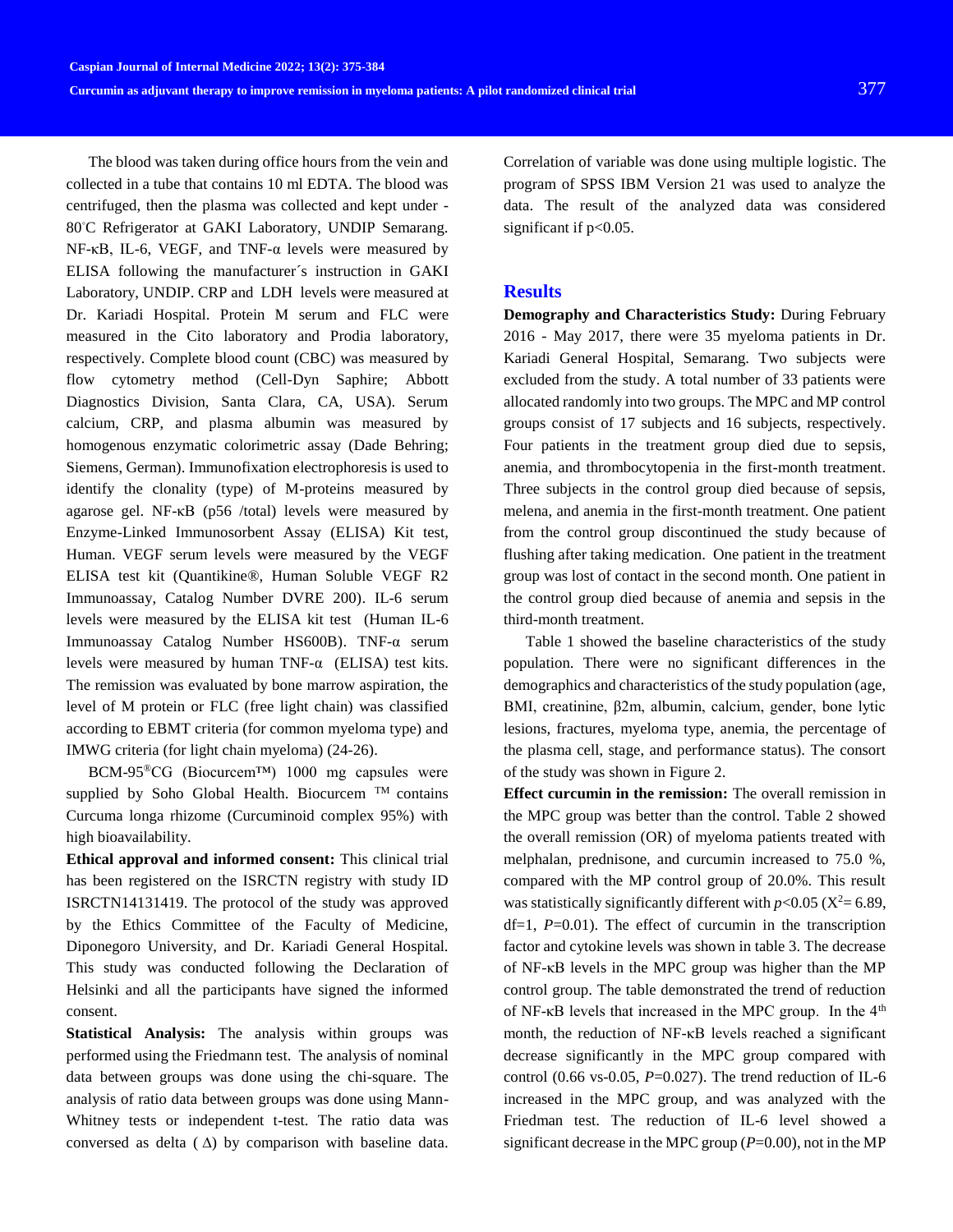The blood was taken during office hours from the vein and collected in a tube that contains 10 ml EDTA. The blood was centrifuged, then the plasma was collected and kept under -80°C Refrigerator at GAKI Laboratory, UNDIP Semarang. NF-κB, IL-6, VEGF, and TNF-α levels were measured by ELISA following the manufacturer´s instruction in GAKI Laboratory, UNDIP. CRP and LDH levels were measured at Dr. Kariadi Hospital. Protein M serum and FLC were measured in the Cito laboratory and Prodia laboratory, respectively. Complete blood count (CBC) was measured by flow cytometry method (Cell-Dyn Saphire; Abbott Diagnostics Division, Santa Clara, CA, USA). Serum calcium, CRP, and plasma albumin was measured by homogenous enzymatic colorimetric assay (Dade Behring; Siemens, German). Immunofixation electrophoresis is used to identify the clonality (type) of M-proteins measured by agarose gel. NF-κB (p56 /total) levels were measured by Enzyme-Linked Immunosorbent Assay (ELISA) Kit test, Human. VEGF serum levels were measured by the VEGF ELISA test kit (Quantikine®, Human Soluble VEGF R2 Immunoassay, Catalog Number DVRE 200). IL-6 serum levels were measured by the ELISA kit test (Human IL-6 Immunoassay Catalog Number HS600B). TNF-α serum levels were measured by human TNF-α (ELISA) test kits. The remission was evaluated by bone marrow aspiration, the level of M protein or FLC (free light chain) was classified according to EBMT criteria (for common myeloma type) and IMWG criteria (for light chain myeloma) (24-26).

BCM-95®CG (Biocurcem™) 1000 mg capsules were supplied by Soho Global Health. Biocurcem ™ contains Curcuma longa rhizome (Curcuminoid complex 95%) with high bioavailability.

**Ethical approval and informed consent:** This clinical trial has been registered on the ISRCTN registry with study ID ISRCTN14131419. The protocol of the study was approved by the Ethics Committee of the Faculty of Medicine, Diponegoro University, and Dr. Kariadi General Hospital. This study was conducted following the Declaration of Helsinki and all the participants have signed the informed consent.

**Statistical Analysis:** The analysis within groups was performed using the Friedmann test. The analysis of nominal data between groups was done using the chi-square. The analysis of ratio data between groups was done using Mann-Whitney tests or independent t-test. The ratio data was conversed as delta ( Δ) by comparison with baseline data. Correlation of variable was done using multiple logistic. The program of SPSS IBM Version 21 was used to analyze the data. The result of the analyzed data was considered significant if p<0.05.

## Results

**Demography and Characteristics Study:** During February 2016 - May 2017, there were 35 myeloma patients in Dr. Kariadi General Hospital, Semarang. Two subjects were excluded from the study. A total number of 33 patients were allocated randomly into two groups. The MPC and MP control groups consist of 17 subjects and 16 subjects, respectively. Four patients in the treatment group died due to sepsis, anemia, and thrombocytopenia in the first-month treatment. Three subjects in the control group died because of sepsis, melena, and anemia in the first-month treatment. One patient from the control group discontinued the study because of flushing after taking medication. One patient in the treatment group was lost of contact in the second month. One patient in the control group died because of anemia and sepsis in the third-month treatment.

Table 1 showed the baseline characteristics of the study population. There were no significant differences in the demographics and characteristics of the study population (age, BMI, creatinine, β2m, albumin, calcium, gender, bone lytic lesions, fractures, myeloma type, anemia, the percentage of the plasma cell, stage, and performance status). The consort of the study was shown in Figure 2.

**Effect curcumin in the remission:** The overall remission in the MPC group was better than the control. Table 2 showed the overall remission (OR) of myeloma patients treated with melphalan, prednisone, and curcumin increased to 75.0 %, compared with the MP control group of 20.0%. This result was statistically significantly different with $p<0.05$ ($X^2= 6.89$, df=1, $P=0.01$). The effect of curcumin in the transcription factor and cytokine levels was shown in table 3. The decrease of NF-κB levels in the MPC group was higher than the MP control group. The table demonstrated the trend of reduction of NF-κB levels that increased in the MPC group. In the 4th month, the reduction of NF-κB levels reached a significant decrease significantly in the MPC group compared with control (0.66 vs-0.05, $P=0.027$). The trend reduction of IL-6 increased in the MPC group, and was analyzed with the Friedman test. The reduction of IL-6 level showed a significant decrease in the MPC group ($P=0.00$), not in the MP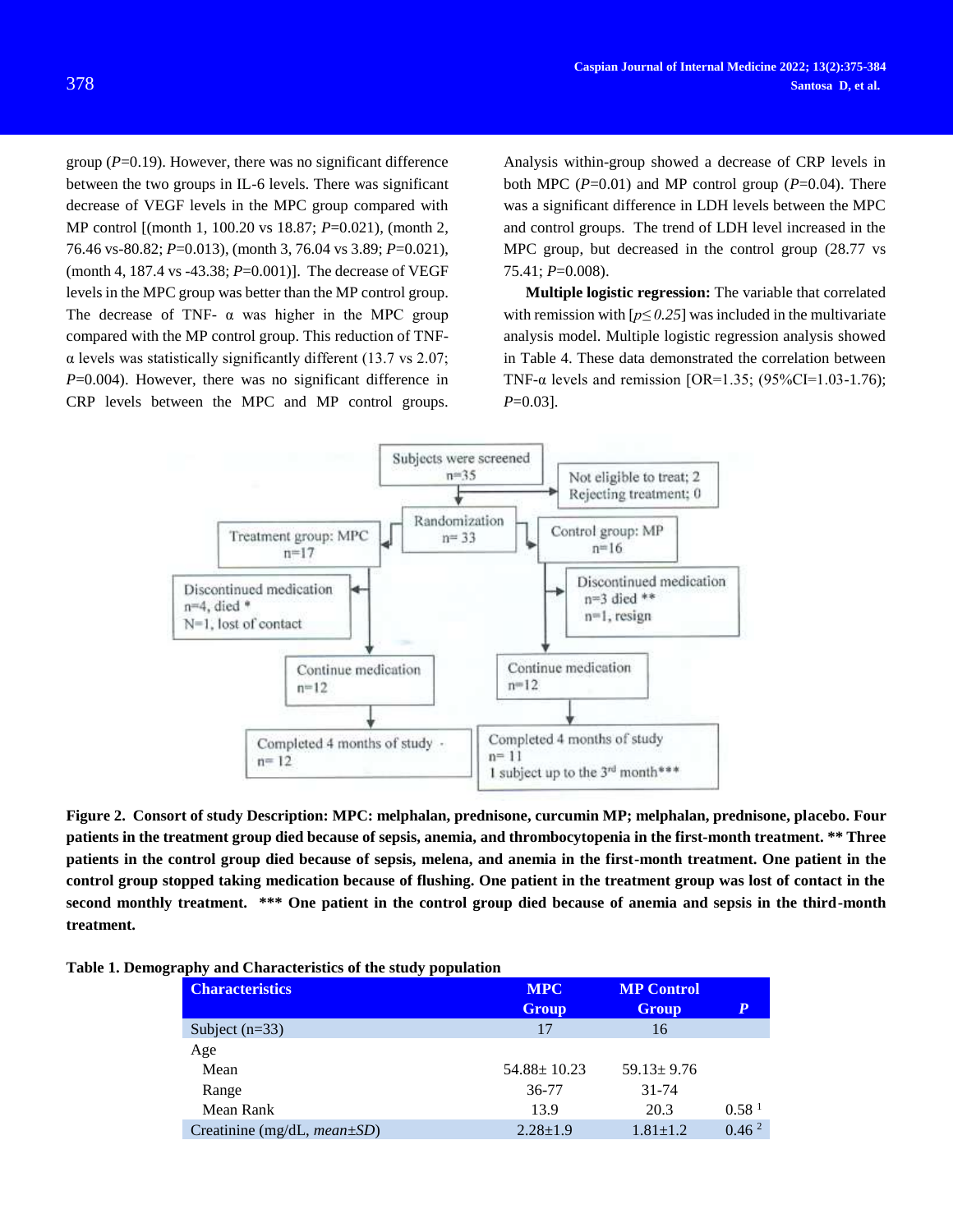group ($P$=0.19). However, there was no significant difference between the two groups in IL-6 levels. There was significant decrease of VEGF levels in the MPC group compared with MP control [(month 1, 100.20 vs 18.87; $P$=0.021), (month 2, 76.46 vs-80.82; $P$=0.013), (month 3, 76.04 vs 3.89; $P$=0.021), (month 4, 187.4 vs -43.38; $P$=0.001)]. The decrease of VEGF levels in the MPC group was better than the MP control group. The decrease of TNF- α was higher in the MPC group compared with the MP control group. This reduction of TNF-α levels was statistically significantly different (13.7 vs 2.07; $P$=0.004). However, there was no significant difference in CRP levels between the MPC and MP control groups. Analysis within-group showed a decrease of CRP levels in both MPC ($P$=0.01) and MP control group ($P$=0.04). There was a significant difference in LDH levels between the MPC and control groups. The trend of LDH level increased in the MPC group, but decreased in the control group (28.77 vs 75.41; $P$=0.008).

**Multiple logistic regression:** The variable that correlated with remission with [$p \leq 0.25$] was included in the multivariate analysis model. Multiple logistic regression analysis showed in Table 4. These data demonstrated the correlation between TNF-α levels and remission [OR=1.35; (95%CI=1.03-1.76); $P$=0.03].

Subjects were screened n=35

Not eligible to treat; 2
Rejecting treatment; 0

Randomization n= 33

Treatment group: MPC n=17

Control group: MP n=16

Discontinued medication n=4, died * N=1, lost of contact

Discontinued medication n=3 died ** n=1, resign

Continue medication n=12

Continue medication n=12

Completed 4 months of study n= 12

Completed 4 months of study n= 11 1 subject up to the 3rd month***

**Figure 2. Consort of study Description: MPC: melphalan, prednisone, curcumin MP; melphalan, prednisone, placebo. Four patients in the treatment group died because of sepsis, anemia, and thrombocytopenia in the first-month treatment. ** Three patients in the control group died because of sepsis, melena, and anemia in the first-month treatment. One patient in the control group stopped taking medication because of flushing. One patient in the treatment group was lost of contact in the second monthly treatment. *** One patient in the control group died because of anemia and sepsis in the third-month treatment.**

**Table 1. Demography and Characteristics of the study population**

| Characteristics | MPC Group | MP Control Group | P |
|---|---|---|---|
| Subject (n=33) | 17 | 16 | |
| Age | | | |
| Mean | 54.88± 10.23 | 59.13± 9.76 | |
| Range | 36-77 | 31-74 | |
| Mean Rank | 13.9 | 20.3 | 0.58 [1] |
| Creatinine (mg/dL, *mean±SD*) | 2.28±1.9 | 1.81±1.2 | 0.46 [2] |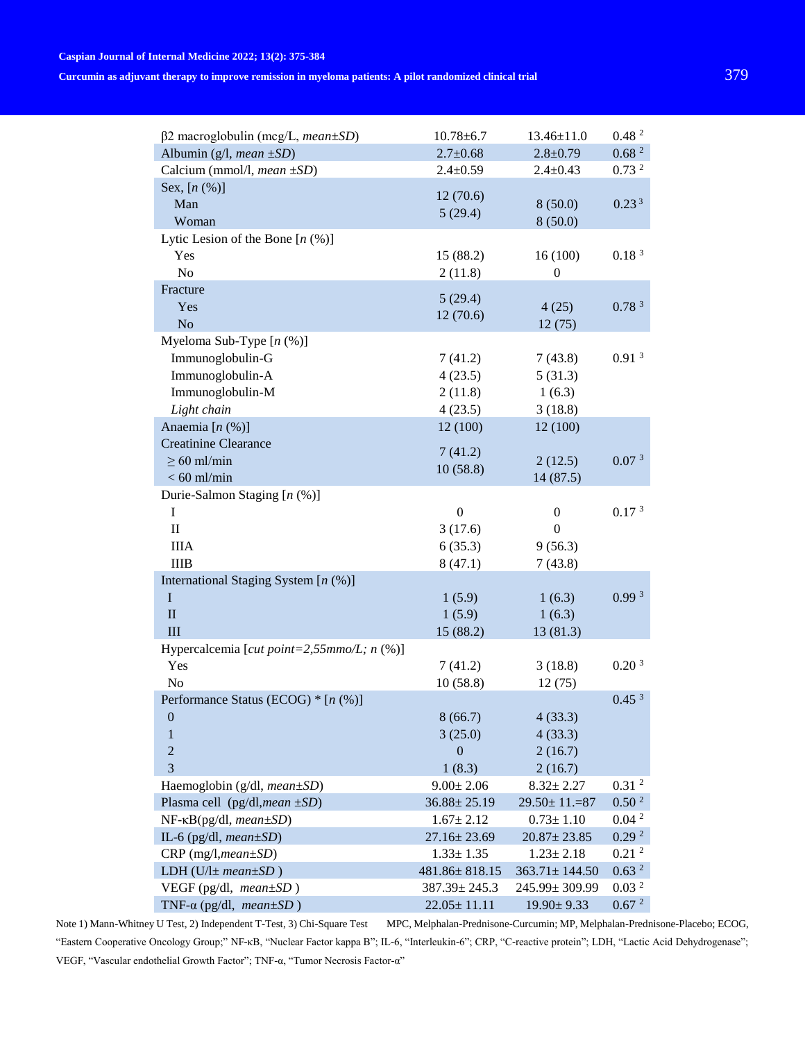| | | | |
|---|---|---|---|
| β2 macroglobulin (mcg/L, *mean±SD*) | 10.78±6.7 | 13.46±11.0 | 0.48 [2] |
| Albumin (g/l, *mean ±SD*) | 2.7±0.68 | 2.8±0.79 | 0.68 [2] |
| Calcium (mmol/l, *mean ±SD*) | 2.4±0.59 | 2.4±0.43 | 0.73 [2] |
| Sex, [*n* (%)] | | | 0.23 [3] |
| Man | 12 (70.6) | 8 (50.0) | |
| Woman | 5 (29.4) | 8 (50.0) | |
| Lytic Lesion of the Bone [*n* (%)] | | | 0.18 [3] |
| Yes | 15 (88.2) | 16 (100) | |
| No | 2 (11.8) | 0 | |
| Fracture | | | 0.78 [3] |
| Yes | 5 (29.4) | 4 (25) | |
| No | 12 (70.6) | 12 (75) | |
| Myeloma Sub-Type [*n* (%)] | | | 0.91 [3] |
| Immunoglobulin-G | 7 (41.2) | 7 (43.8) | |
| Immunoglobulin-A | 4 (23.5) | 5 (31.3) | |
| Immunoglobulin-M | 2 (11.8) | 1 (6.3) | |
| *Light chain* | 4 (23.5) | 3 (18.8) | |
| Anaemia [*n* (%)] | 12 (100) | 12 (100) | |
| Creatinine Clearance | | | 0.07 [3] |
| ≥ 60 ml/min | 7 (41.2) | 2 (12.5) | |
| < 60 ml/min | 10 (58.8) | 14 (87.5) | |
| Durie-Salmon Staging [*n* (%)] | | | 0.17 [3] |
| I | 0 | 0 | |
| II | 3 (17.6) | 0 | |
| IIIA | 6 (35.3) | 9 (56.3) | |
| IIIB | 8 (47.1) | 7 (43.8) | |
| International Staging System [*n* (%)] | | | 0.99 [3] |
| I | 1 (5.9) | 1 (6.3) | |
| II | 1 (5.9) | 1 (6.3) | |
| III | 15 (88.2) | 13 (81.3) | |
| Hypercalcemia [*cut point=2,55mmo/L; n* (%)] | | | 0.20 [3] |
| Yes | 7 (41.2) | 3 (18.8) | |
| No | 10 (58.8) | 12 (75) | |
| Performance Status (ECOG) * [*n* (%)] | | | 0.45 [3] |
| 0 | 8 (66.7) | 4 (33.3) | |
| 1 | 3 (25.0) | 4 (33.3) | |
| 2 | 0 | 2 (16.7) | |
| 3 | 1 (8.3) | 2 (16.7) | |
| Haemoglobin (g/dl, *mean±SD*) | 9.00± 2.06 | 8.32± 2.27 | 0.31 [2] |
| Plasma cell (pg/dl,*mean ±SD*) | 36.88± 25.19 | 29.50± 11.=87 | 0.50 [2] |
| NF-κB(pg/dl, *mean±SD*) | 1.67± 2.12 | 0.73± 1.10 | 0.04 [2] |
| IL-6 (pg/dl, *mean±SD*) | 27.16± 23.69 | 20.87± 23.85 | 0.29 [2] |
| CRP (mg/l,*mean±SD*) | 1.33± 1.35 | 1.23± 2.18 | 0.21 [2] |
| LDH (U/l± *mean±SD* ) | 481.86± 818.15 | 363.71± 144.50 | 0.63 [2] |
| VEGF (pg/dl, *mean±SD* ) | 387.39± 245.3 | 245.99± 309.99 | 0.03 [2] |
| TNF-α (pg/dl, *mean±SD* ) | 22.05± 11.11 | 19.90± 9.33 | 0.67 [2] |

Note 1) Mann-Whitney U Test, 2) Independent T-Test, 3) Chi-Square Test MPC, Melphalan-Prednisone-Curcumin; MP, Melphalan-Prednisone-Placebo; ECOG, "Eastern Cooperative Oncology Group;" NF-κB, "Nuclear Factor kappa B"; IL-6, "Interleukin-6"; CRP, "C-reactive protein"; LDH, "Lactic Acid Dehydrogenase"; VEGF, "Vascular endothelial Growth Factor"; TNF-α, "Tumor Necrosis Factor-α"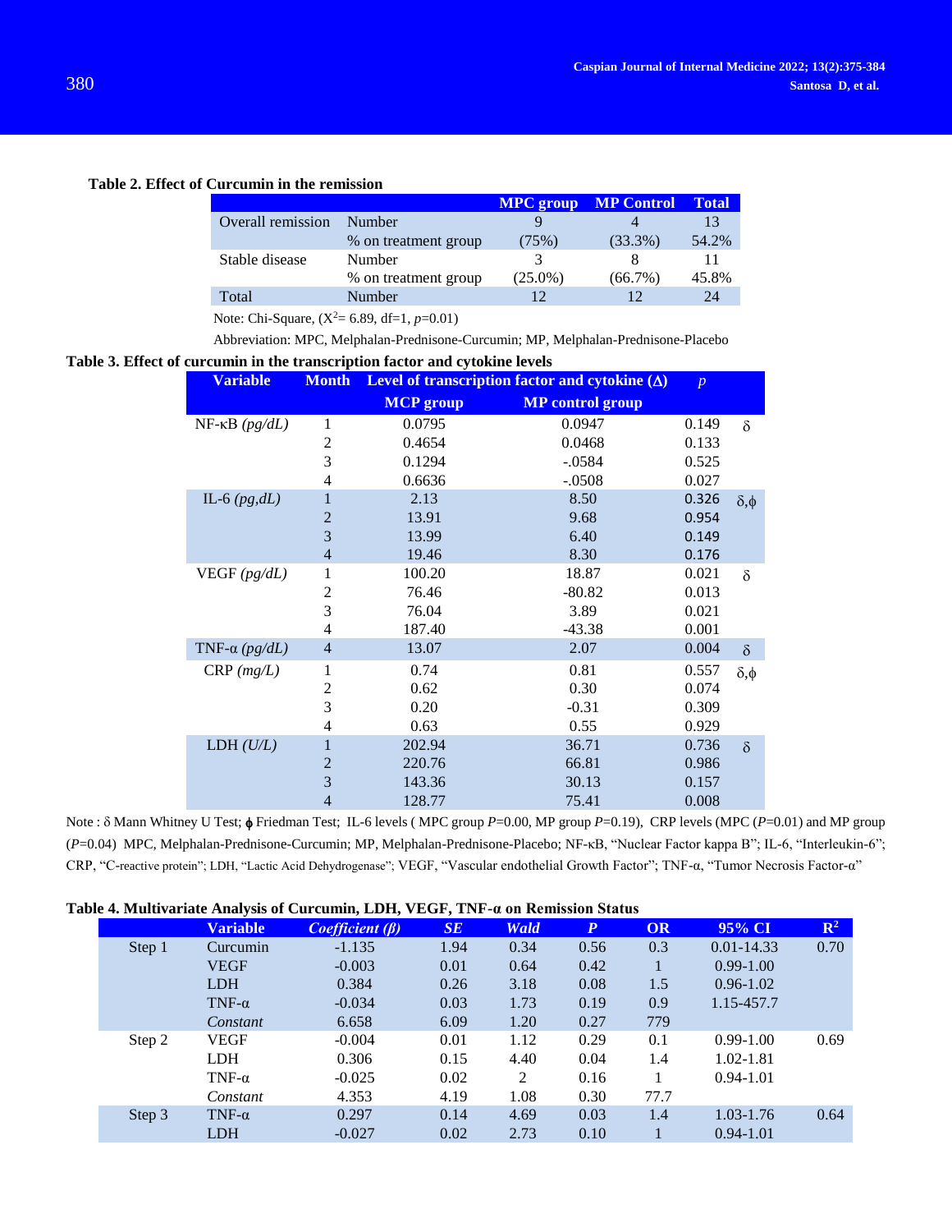**Table 2. Effect of Curcumin in the remission**

| | | MPC group | MP Control | Total |
|---|---|---|---|---|
| Overall remission | Number | 9 | 4 | 13 |
| | % on treatment group | (75%) | (33.3%) | 54.2% |
| Stable disease | Number | 3 | 8 | 11 |
| | % on treatment group | (25.0%) | (66.7%) | 45.8% |
| Total | Number | 12 | 12 | 24 |

Note: Chi-Square, ($X^2$= 6.89, df=1, *p*=0.01)

Abbreviation: MPC, Melphalan-Prednisone-Curcumin; MP, Melphalan-Prednisone-Placebo

**Table 3. Effect of curcumin in the transcription factor and cytokine levels**

| Variable | Month | Level of transcription factor and cytokine (Δ) | | *p* | |
|---|---|---|---|---|---|
| | | MCP group | MP control group | | |
| NF-κB *(pg/dL)* | 1 | 0.0795 | 0.0947 | 0.149 | δ |
| | 2 | 0.4654 | 0.0468 | 0.133 | |
| | 3 | 0.1294 | -.0584 | 0.525 | |
| | 4 | 0.6636 | -.0508 | 0.027 | |
| IL-6 *(pg,dL)* | 1 | 2.13 | 8.50 | 0.326 | δ,ϕ |
| | 2 | 13.91 | 9.68 | 0.954 | |
| | 3 | 13.99 | 6.40 | 0.149 | |
| | 4 | 19.46 | 8.30 | 0.176 | |
| VEGF *(pg/dL)* | 1 | 100.20 | 18.87 | 0.021 | δ |
| | 2 | 76.46 | -80.82 | 0.013 | |
| | 3 | 76.04 | 3.89 | 0.021 | |
| | 4 | 187.40 | -43.38 | 0.001 | |
| TNF-α *(pg/dL)* | 4 | 13.07 | 2.07 | 0.004 | δ |
| CRP *(mg/L)* | 1 | 0.74 | 0.81 | 0.557 | δ,ϕ |
| | 2 | 0.62 | 0.30 | 0.074 | |
| | 3 | 0.20 | -0.31 | 0.309 | |
| | 4 | 0.63 | 0.55 | 0.929 | |
| LDH *(U/L)* | 1 | 202.94 | 36.71 | 0.736 | δ |
| | 2 | 220.76 | 66.81 | 0.986 | |
| | 3 | 143.36 | 30.13 | 0.157 | |
| | 4 | 128.77 | 75.41 | 0.008 | |

Note : δ Mann Whitney U Test; ϕ Friedman Test; IL-6 levels ( MPC group *P*=0.00, MP group *P*=0.19), CRP levels (MPC (*P*=0.01) and MP group (*P*=0.04) MPC, Melphalan-Prednisone-Curcumin; MP, Melphalan-Prednisone-Placebo; NF-κB, "Nuclear Factor kappa B"; IL-6, "Interleukin-6"; CRP, "C-reactive protein"; LDH, "Lactic Acid Dehydrogenase"; VEGF, "Vascular endothelial Growth Factor"; TNF-α, "Tumor Necrosis Factor-α"

**Table 4. Multivariate Analysis of Curcumin, LDH, VEGF, TNF-α on Remission Status**

| | Variable | *Coefficient (β)* | *SE* | *Wald* | *P* | OR | 95% CI | $R^2$ |
|---|---|---|---|---|---|---|---|---|
| Step 1 | Curcumin | -1.135 | 1.94 | 0.34 | 0.56 | 0.3 | 0.01-14.33 | 0.70 |
| | VEGF | -0.003 | 0.01 | 0.64 | 0.42 | 1 | 0.99-1.00 | |
| | LDH | 0.384 | 0.26 | 3.18 | 0.08 | 1.5 | 0.96-1.02 | |
| | TNF-α | -0.034 | 0.03 | 1.73 | 0.19 | 0.9 | 1.15-457.7 | |
| | *Constant* | 6.658 | 6.09 | 1.20 | 0.27 | 779 | | |
| Step 2 | VEGF | -0.004 | 0.01 | 1.12 | 0.29 | 0.1 | 0.99-1.00 | 0.69 |
| | LDH | 0.306 | 0.15 | 4.40 | 0.04 | 1.4 | 1.02-1.81 | |
| | TNF-α | -0.025 | 0.02 | 2 | 0.16 | 1 | 0.94-1.01 | |
| | *Constant* | 4.353 | 4.19 | 1.08 | 0.30 | 77.7 | | |
| Step 3 | TNF-α | 0.297 | 0.14 | 4.69 | 0.03 | 1.4 | 1.03-1.76 | 0.64 |
| | LDH | -0.027 | 0.02 | 2.73 | 0.10 | 1 | 0.94-1.01 | |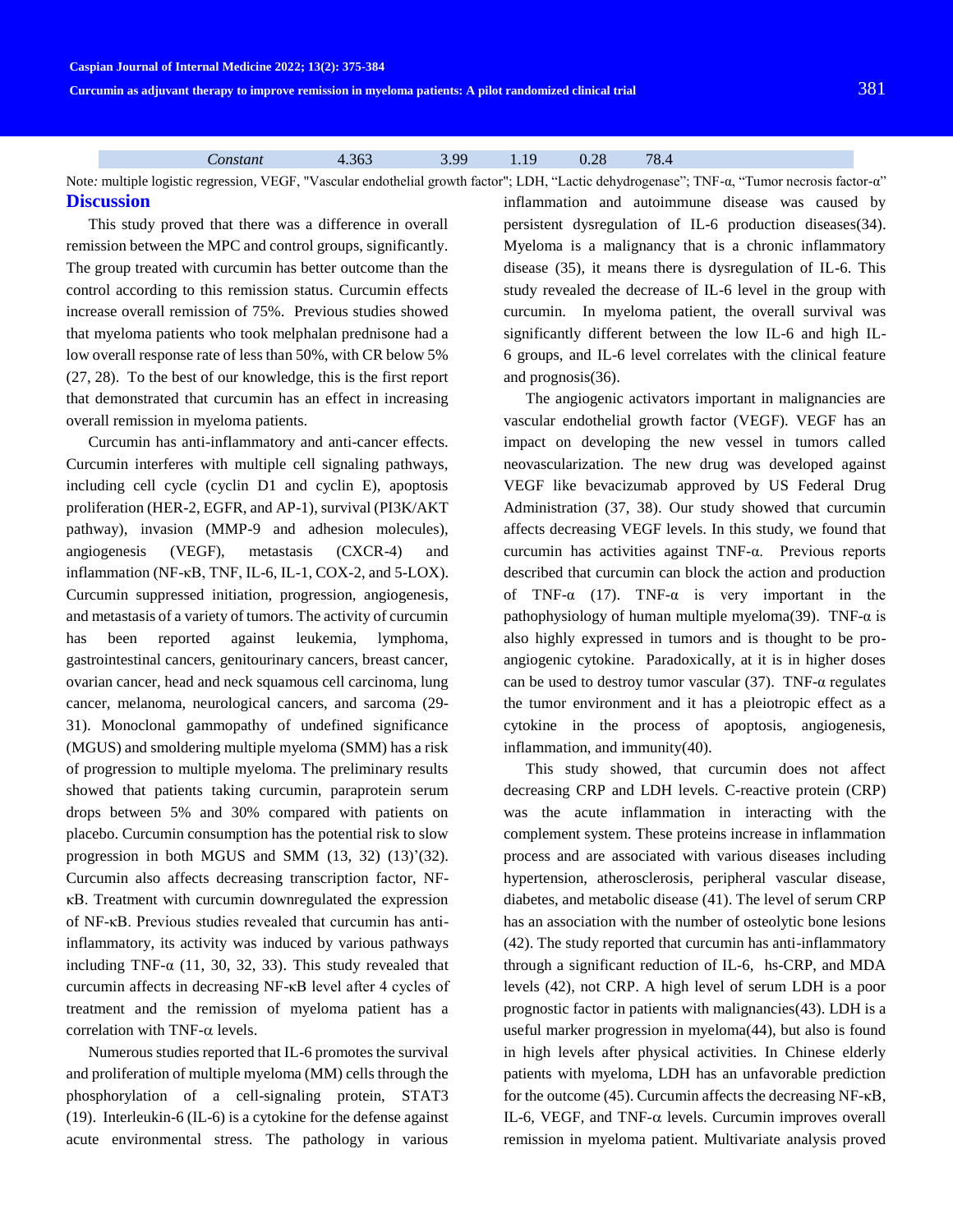| Constant | 4.363 | 3.99 | 1.19 | 0.28 | 78.4 |
|---|---|---|---|---|---|

Note: multiple logistic regression, VEGF, "Vascular endothelial growth factor"; LDH, "Lactic dehydrogenase"; TNF-α, "Tumor necrosis factor-α"

## Discussion

This study proved that there was a difference in overall remission between the MPC and control groups, significantly. The group treated with curcumin has better outcome than the control according to this remission status. Curcumin effects increase overall remission of 75%. Previous studies showed that myeloma patients who took melphalan prednisone had a low overall response rate of less than 50%, with CR below 5% (27, 28). To the best of our knowledge, this is the first report that demonstrated that curcumin has an effect in increasing overall remission in myeloma patients.

Curcumin has anti-inflammatory and anti-cancer effects. Curcumin interferes with multiple cell signaling pathways, including cell cycle (cyclin D1 and cyclin E), apoptosis proliferation (HER-2, EGFR, and AP-1), survival (PI3K/AKT pathway), invasion (MMP-9 and adhesion molecules), angiogenesis (VEGF), metastasis (CXCR-4) and inflammation (NF-κB, TNF, IL-6, IL-1, COX-2, and 5-LOX). Curcumin suppressed initiation, progression, angiogenesis, and metastasis of a variety of tumors. The activity of curcumin has been reported against leukemia, lymphoma, gastrointestinal cancers, genitourinary cancers, breast cancer, ovarian cancer, head and neck squamous cell carcinoma, lung cancer, melanoma, neurological cancers, and sarcoma (29-31). Monoclonal gammopathy of undefined significance (MGUS) and smoldering multiple myeloma (SMM) has a risk of progression to multiple myeloma. The preliminary results showed that patients taking curcumin, paraprotein serum drops between 5% and 30% compared with patients on placebo. Curcumin consumption has the potential risk to slow progression in both MGUS and SMM (13, 32) (13)'(32). Curcumin also affects decreasing transcription factor, NF-κB. Treatment with curcumin downregulated the expression of NF-κB. Previous studies revealed that curcumin has anti-inflammatory, its activity was induced by various pathways including TNF-α (11, 30, 32, 33). This study revealed that curcumin affects in decreasing NF-κB level after 4 cycles of treatment and the remission of myeloma patient has a correlation with TNF-α levels.

Numerous studies reported that IL-6 promotes the survival and proliferation of multiple myeloma (MM) cells through the phosphorylation of a cell-signaling protein, STAT3 (19). Interleukin-6 (IL-6) is a cytokine for the defense against acute environmental stress. The pathology in various inflammation and autoimmune disease was caused by persistent dysregulation of IL-6 production diseases(34). Myeloma is a malignancy that is a chronic inflammatory disease (35), it means there is dysregulation of IL-6. This study revealed the decrease of IL-6 level in the group with curcumin. In myeloma patient, the overall survival was significantly different between the low IL-6 and high IL-6 groups, and IL-6 level correlates with the clinical feature and prognosis(36).

The angiogenic activators important in malignancies are vascular endothelial growth factor (VEGF). VEGF has an impact on developing the new vessel in tumors called neovascularization. The new drug was developed against VEGF like bevacizumab approved by US Federal Drug Administration (37, 38). Our study showed that curcumin affects decreasing VEGF levels. In this study, we found that curcumin has activities against TNF-α. Previous reports described that curcumin can block the action and production of TNF-α (17). TNF-α is very important in the pathophysiology of human multiple myeloma(39). TNF-α is also highly expressed in tumors and is thought to be pro-angiogenic cytokine. Paradoxically, at it is in higher doses can be used to destroy tumor vascular (37). TNF-α regulates the tumor environment and it has a pleiotropic effect as a cytokine in the process of apoptosis, angiogenesis, inflammation, and immunity(40).

This study showed, that curcumin does not affect decreasing CRP and LDH levels. C-reactive protein (CRP) was the acute inflammation in interacting with the complement system. These proteins increase in inflammation process and are associated with various diseases including hypertension, atherosclerosis, peripheral vascular disease, diabetes, and metabolic disease (41). The level of serum CRP has an association with the number of osteolytic bone lesions (42). The study reported that curcumin has anti-inflammatory through a significant reduction of IL-6, hs-CRP, and MDA levels (42), not CRP. A high level of serum LDH is a poor prognostic factor in patients with malignancies(43). LDH is a useful marker progression in myeloma(44), but also is found in high levels after physical activities. In Chinese elderly patients with myeloma, LDH has an unfavorable prediction for the outcome (45). Curcumin affects the decreasing NF-κB, IL-6, VEGF, and TNF-α levels. Curcumin improves overall remission in myeloma patient. Multivariate analysis proved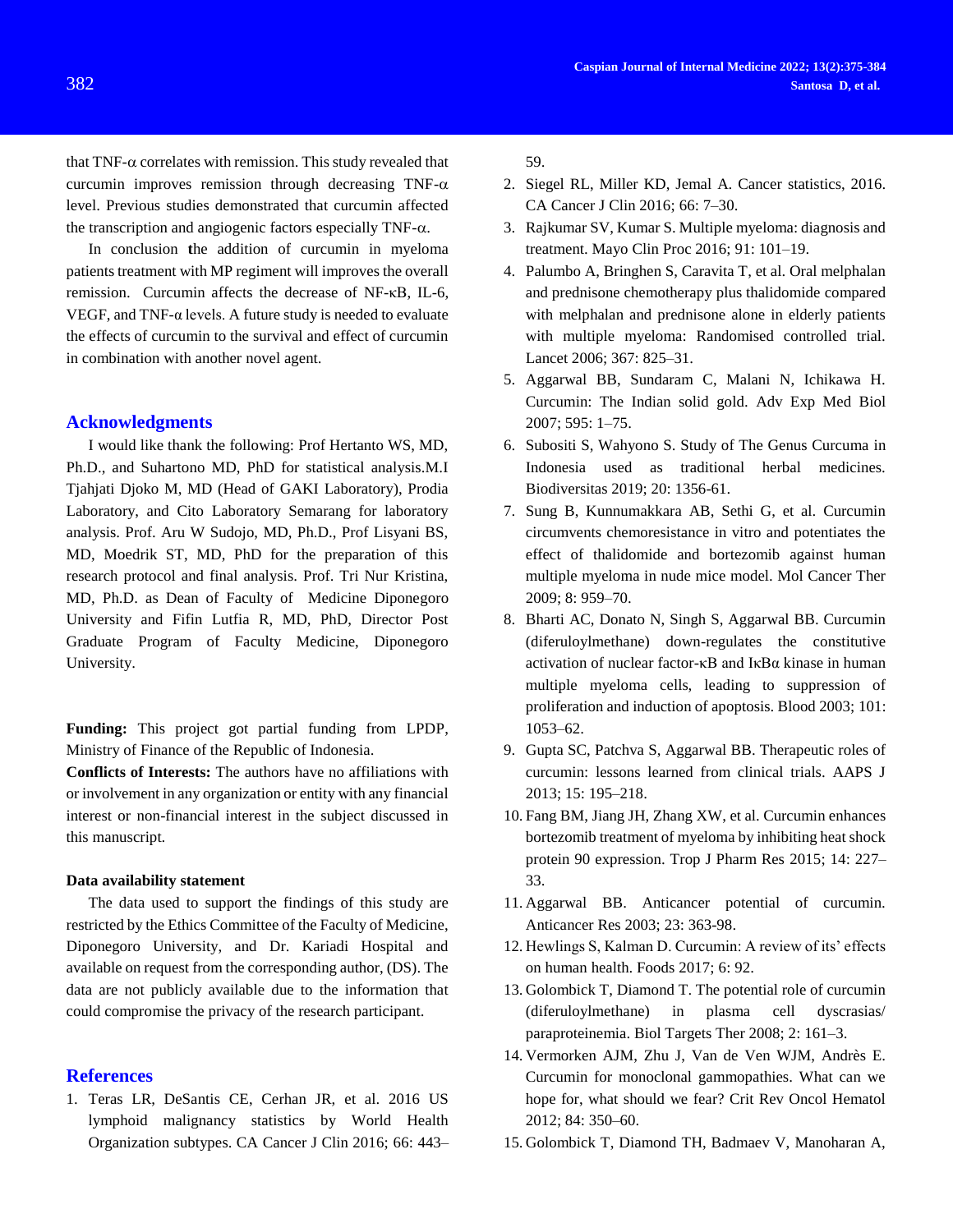that TNF-α correlates with remission. This study revealed that curcumin improves remission through decreasing TNF-α level. Previous studies demonstrated that curcumin affected the transcription and angiogenic factors especially TNF-α.

In conclusion the addition of curcumin in myeloma patients treatment with MP regiment will improves the overall remission. Curcumin affects the decrease of NF-κB, IL-6, VEGF, and TNF-α levels. A future study is needed to evaluate the effects of curcumin to the survival and effect of curcumin in combination with another novel agent.

## Acknowledgments

I would like thank the following: Prof Hertanto WS, MD, Ph.D., and Suhartono MD, PhD for statistical analysis.M.I Tjahjati Djoko M, MD (Head of GAKI Laboratory), Prodia Laboratory, and Cito Laboratory Semarang for laboratory analysis. Prof. Aru W Sudojo, MD, Ph.D., Prof Lisyani BS, MD, Moedrik ST, MD, PhD for the preparation of this research protocol and final analysis. Prof. Tri Nur Kristina, MD, Ph.D. as Dean of Faculty of Medicine Diponegoro University and Fifin Lutfia R, MD, PhD, Director Post Graduate Program of Faculty Medicine, Diponegoro University.

**Funding:** This project got partial funding from LPDP, Ministry of Finance of the Republic of Indonesia.

**Conflicts of Interests:** The authors have no affiliations with or involvement in any organization or entity with any financial interest or non-financial interest in the subject discussed in this manuscript.

### Data availability statement

The data used to support the findings of this study are restricted by the Ethics Committee of the Faculty of Medicine, Diponegoro University, and Dr. Kariadi Hospital and available on request from the corresponding author, (DS). The data are not publicly available due to the information that could compromise the privacy of the research participant.

## References

1. Teras LR, DeSantis CE, Cerhan JR, et al. 2016 US lymphoid malignancy statistics by World Health Organization subtypes. CA Cancer J Clin 2016; 66: 443–59.
2. Siegel RL, Miller KD, Jemal A. Cancer statistics, 2016. CA Cancer J Clin 2016; 66: 7–30.
3. Rajkumar SV, Kumar S. Multiple myeloma: diagnosis and treatment. Mayo Clin Proc 2016; 91: 101–19.
4. Palumbo A, Bringhen S, Caravita T, et al. Oral melphalan and prednisone chemotherapy plus thalidomide compared with melphalan and prednisone alone in elderly patients with multiple myeloma: Randomised controlled trial. Lancet 2006; 367: 825–31.
5. Aggarwal BB, Sundaram C, Malani N, Ichikawa H. Curcumin: The Indian solid gold. Adv Exp Med Biol 2007; 595: 1–75.
6. Subositi S, Wahyono S. Study of The Genus Curcuma in Indonesia used as traditional herbal medicines. Biodiversitas 2019; 20: 1356-61.
7. Sung B, Kunnumakkara AB, Sethi G, et al. Curcumin circumvents chemoresistance in vitro and potentiates the effect of thalidomide and bortezomib against human multiple myeloma in nude mice model. Mol Cancer Ther 2009; 8: 959–70.
8. Bharti AC, Donato N, Singh S, Aggarwal BB. Curcumin (diferuloylmethane) down-regulates the constitutive activation of nuclear factor-κB and IκBα kinase in human multiple myeloma cells, leading to suppression of proliferation and induction of apoptosis. Blood 2003; 101: 1053–62.
9. Gupta SC, Patchva S, Aggarwal BB. Therapeutic roles of curcumin: lessons learned from clinical trials. AAPS J 2013; 15: 195–218.
10. Fang BM, Jiang JH, Zhang XW, et al. Curcumin enhances bortezomib treatment of myeloma by inhibiting heat shock protein 90 expression. Trop J Pharm Res 2015; 14: 227–33.
11. Aggarwal BB. Anticancer potential of curcumin. Anticancer Res 2003; 23: 363-98.
12. Hewlings S, Kalman D. Curcumin: A review of its' effects on human health. Foods 2017; 6: 92.
13. Golombick T, Diamond T. The potential role of curcumin (diferuloylmethane) in plasma cell dyscrasias/ paraproteinemia. Biol Targets Ther 2008; 2: 161–3.
14. Vermorken AJM, Zhu J, Van de Ven WJM, Andrès E. Curcumin for monoclonal gammopathies. What can we hope for, what should we fear? Crit Rev Oncol Hematol 2012; 84: 350–60.
15. Golombick T, Diamond TH, Badmaev V, Manoharan A,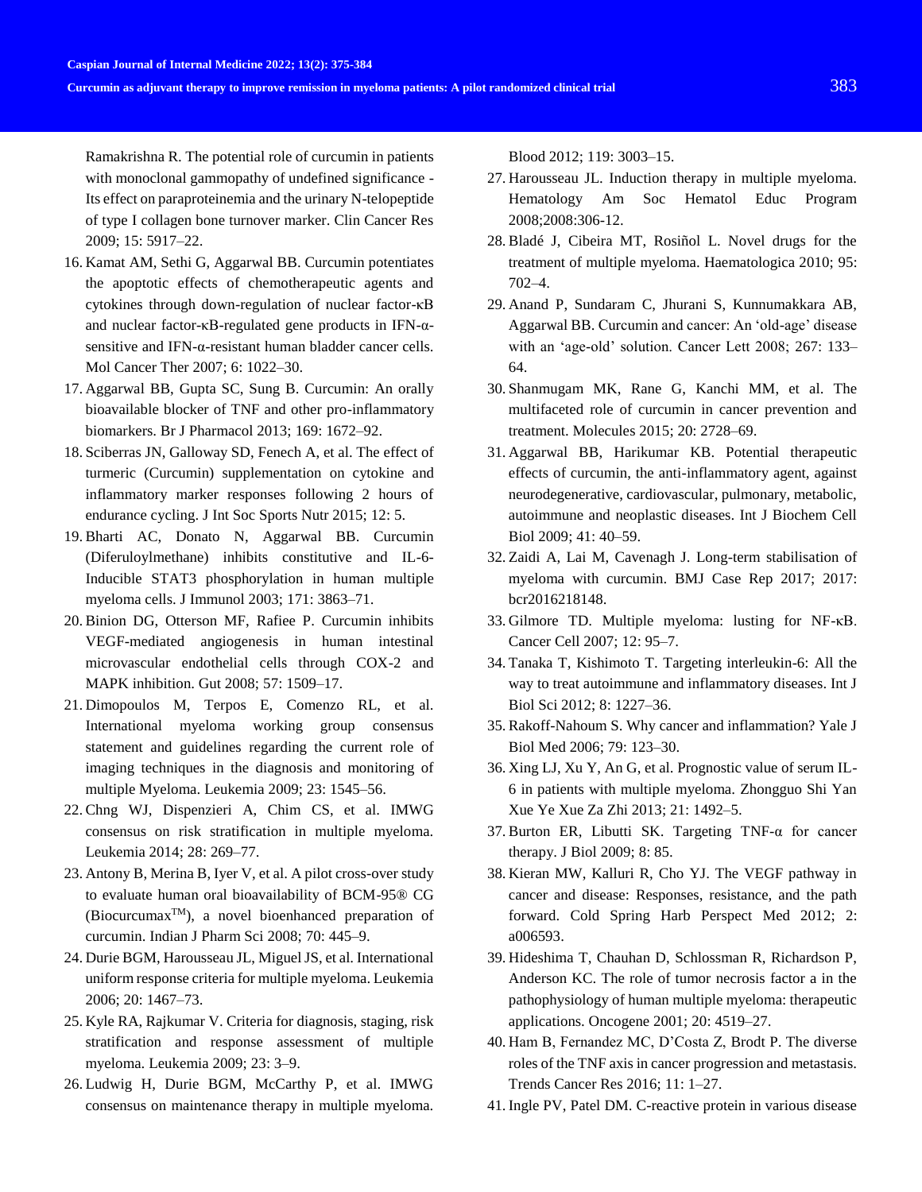Ramakrishna R. The potential role of curcumin in patients with monoclonal gammopathy of undefined significance - Its effect on paraproteinemia and the urinary N-telopeptide of type I collagen bone turnover marker. Clin Cancer Res 2009; 15: 5917–22.

16. Kamat AM, Sethi G, Aggarwal BB. Curcumin potentiates the apoptotic effects of chemotherapeutic agents and cytokines through down-regulation of nuclear factor-κB and nuclear factor-κB-regulated gene products in IFN-α-sensitive and IFN-α-resistant human bladder cancer cells. Mol Cancer Ther 2007; 6: 1022–30.
17. Aggarwal BB, Gupta SC, Sung B. Curcumin: An orally bioavailable blocker of TNF and other pro-inflammatory biomarkers. Br J Pharmacol 2013; 169: 1672–92.
18. Sciberras JN, Galloway SD, Fenech A, et al. The effect of turmeric (Curcumin) supplementation on cytokine and inflammatory marker responses following 2 hours of endurance cycling. J Int Soc Sports Nutr 2015; 12: 5.
19. Bharti AC, Donato N, Aggarwal BB. Curcumin (Diferuloylmethane) inhibits constitutive and IL-6-Inducible STAT3 phosphorylation in human multiple myeloma cells. J Immunol 2003; 171: 3863–71.
20. Binion DG, Otterson MF, Rafiee P. Curcumin inhibits VEGF-mediated angiogenesis in human intestinal microvascular endothelial cells through COX-2 and MAPK inhibition. Gut 2008; 57: 1509–17.
21. Dimopoulos M, Terpos E, Comenzo RL, et al. International myeloma working group consensus statement and guidelines regarding the current role of imaging techniques in the diagnosis and monitoring of multiple Myeloma. Leukemia 2009; 23: 1545–56.
22. Chng WJ, Dispenzieri A, Chim CS, et al. IMWG consensus on risk stratification in multiple myeloma. Leukemia 2014; 28: 269–77.
23. Antony B, Merina B, Iyer V, et al. A pilot cross-over study to evaluate human oral bioavailability of BCM-95® CG (Biocurcumax™), a novel bioenhanced preparation of curcumin. Indian J Pharm Sci 2008; 70: 445–9.
24. Durie BGM, Harousseau JL, Miguel JS, et al. International uniform response criteria for multiple myeloma. Leukemia 2006; 20: 1467–73.
25. Kyle RA, Rajkumar V. Criteria for diagnosis, staging, risk stratification and response assessment of multiple myeloma. Leukemia 2009; 23: 3–9.
26. Ludwig H, Durie BGM, McCarthy P, et al. IMWG consensus on maintenance therapy in multiple myeloma. Blood 2012; 119: 3003–15.
27. Harousseau JL. Induction therapy in multiple myeloma. Hematology Am Soc Hematol Educ Program 2008;2008:306-12.
28. Bladé J, Cibeira MT, Rosiñol L. Novel drugs for the treatment of multiple myeloma. Haematologica 2010; 95: 702–4.
29. Anand P, Sundaram C, Jhurani S, Kunnumakkara AB, Aggarwal BB. Curcumin and cancer: An 'old-age' disease with an 'age-old' solution. Cancer Lett 2008; 267: 133–64.
30. Shanmugam MK, Rane G, Kanchi MM, et al. The multifaceted role of curcumin in cancer prevention and treatment. Molecules 2015; 20: 2728–69.
31. Aggarwal BB, Harikumar KB. Potential therapeutic effects of curcumin, the anti-inflammatory agent, against neurodegenerative, cardiovascular, pulmonary, metabolic, autoimmune and neoplastic diseases. Int J Biochem Cell Biol 2009; 41: 40–59.
32. Zaidi A, Lai M, Cavenagh J. Long-term stabilisation of myeloma with curcumin. BMJ Case Rep 2017; 2017: bcr2016218148.
33. Gilmore TD. Multiple myeloma: lusting for NF-κB. Cancer Cell 2007; 12: 95–7.
34. Tanaka T, Kishimoto T. Targeting interleukin-6: All the way to treat autoimmune and inflammatory diseases. Int J Biol Sci 2012; 8: 1227–36.
35. Rakoff-Nahoum S. Why cancer and inflammation? Yale J Biol Med 2006; 79: 123–30.
36. Xing LJ, Xu Y, An G, et al. Prognostic value of serum IL-6 in patients with multiple myeloma. Zhongguo Shi Yan Xue Ye Xue Za Zhi 2013; 21: 1492–5.
37. Burton ER, Libutti SK. Targeting TNF-α for cancer therapy. J Biol 2009; 8: 85.
38. Kieran MW, Kalluri R, Cho YJ. The VEGF pathway in cancer and disease: Responses, resistance, and the path forward. Cold Spring Harb Perspect Med 2012; 2: a006593.
39. Hideshima T, Chauhan D, Schlossman R, Richardson P, Anderson KC. The role of tumor necrosis factor a in the pathophysiology of human multiple myeloma: therapeutic applications. Oncogene 2001; 20: 4519–27.
40. Ham B, Fernandez MC, D'Costa Z, Brodt P. The diverse roles of the TNF axis in cancer progression and metastasis. Trends Cancer Res 2016; 11: 1–27.
41. Ingle PV, Patel DM. C-reactive protein in various disease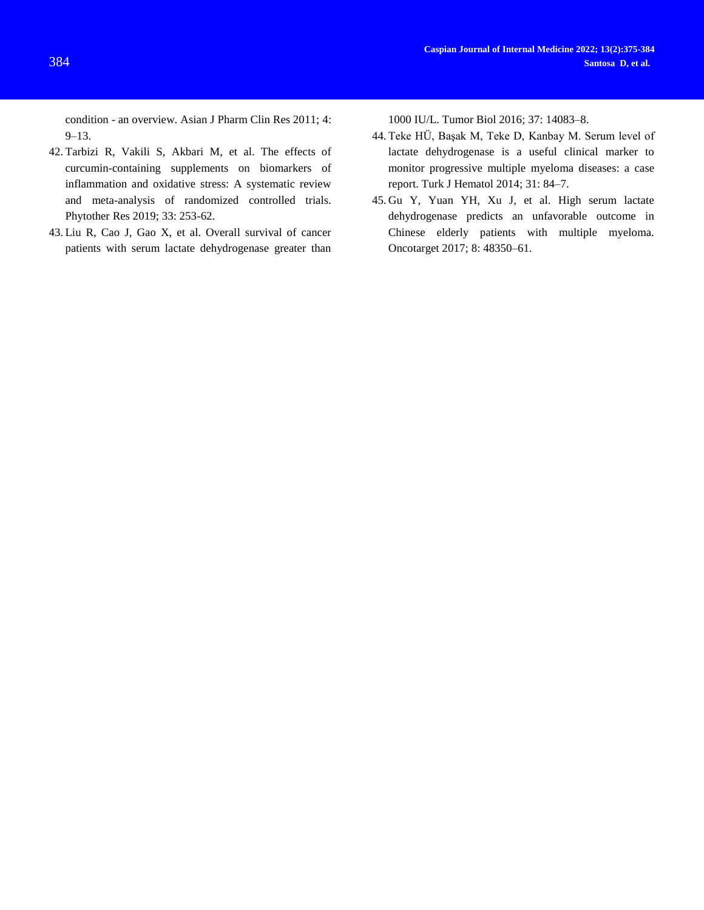condition - an overview. Asian J Pharm Clin Res 2011; 4: 9–13.

42. Tarbizi R, Vakili S, Akbari M, et al. The effects of curcumin-containing supplements on biomarkers of inflammation and oxidative stress: A systematic review and meta-analysis of randomized controlled trials. Phytother Res 2019; 33: 253-62.
43. Liu R, Cao J, Gao X, et al. Overall survival of cancer patients with serum lactate dehydrogenase greater than 1000 IU/L. Tumor Biol 2016; 37: 14083–8.
44. Teke HÜ, Başak M, Teke D, Kanbay M. Serum level of lactate dehydrogenase is a useful clinical marker to monitor progressive multiple myeloma diseases: a case report. Turk J Hematol 2014; 31: 84–7.
45. Gu Y, Yuan YH, Xu J, et al. High serum lactate dehydrogenase predicts an unfavorable outcome in Chinese elderly patients with multiple myeloma. Oncotarget 2017; 8: 48350–61.